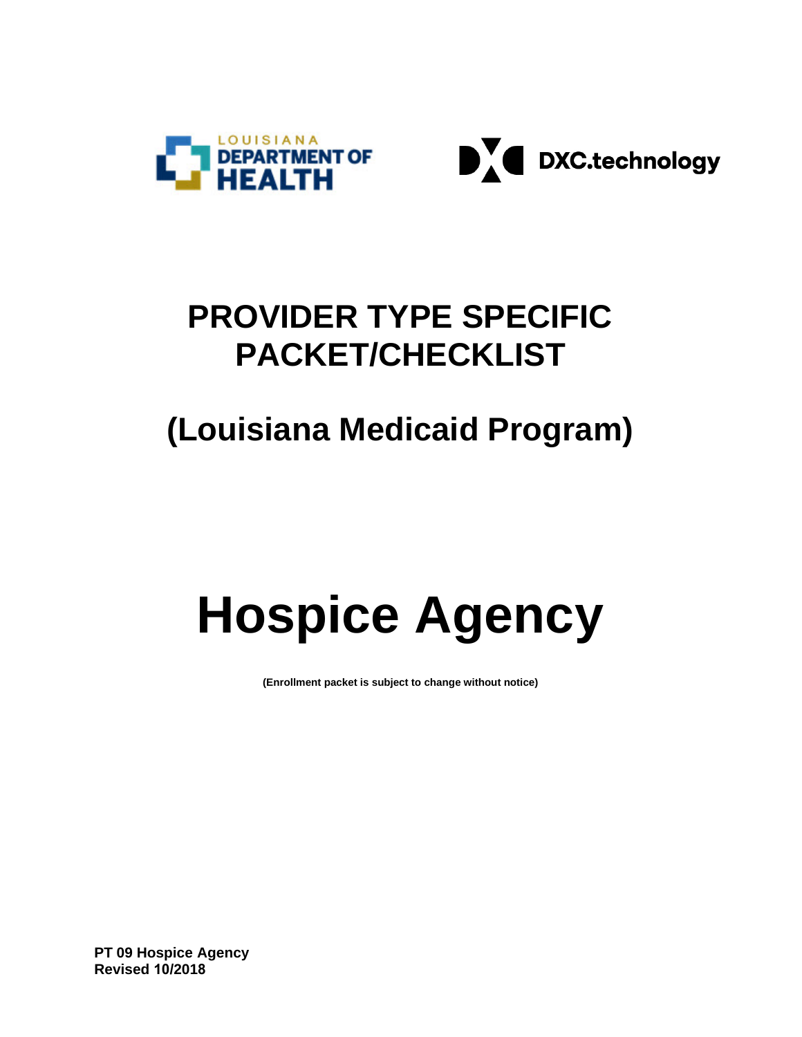LOUISIANA DEPARTMENT OF HEALTH

DXC.technology

# PROVIDER TYPE SPECIFIC PACKET/CHECKLIST

## (Louisiana Medicaid Program)

# Hospice Agency

**(Enrollment packet is subject to change without notice)**

**PT 09 Hospice Agency**
**Revised 10/2018**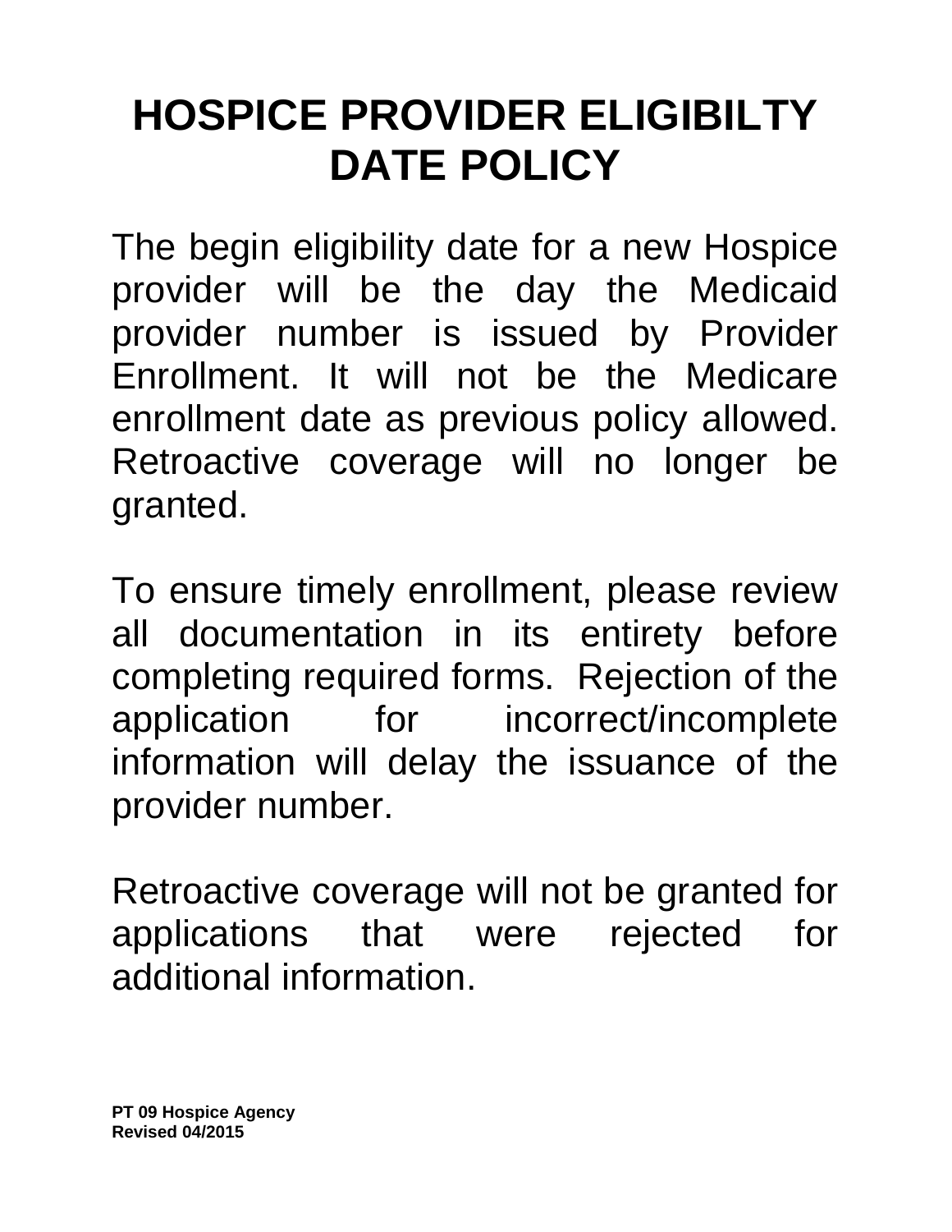# HOSPICE PROVIDER ELIGIBILTY DATE POLICY

The begin eligibility date for a new Hospice provider will be the day the Medicaid provider number is issued by Provider Enrollment. It will not be the Medicare enrollment date as previous policy allowed. Retroactive coverage will no longer be granted.

To ensure timely enrollment, please review all documentation in its entirety before completing required forms. Rejection of the application for incorrect/incomplete information will delay the issuance of the provider number.

Retroactive coverage will not be granted for applications that were rejected for additional information.

**PT 09 Hospice Agency**
**Revised 04/2015**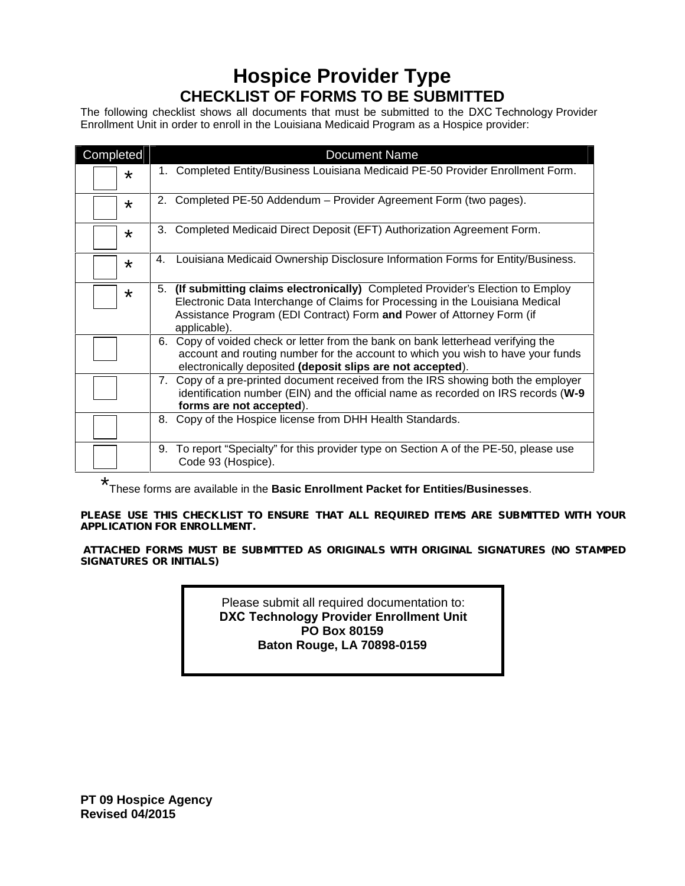# Hospice Provider Type

## CHECKLIST OF FORMS TO BE SUBMITTED

The following checklist shows all documents that must be submitted to the DXC Technology Provider Enrollment Unit in order to enroll in the Louisiana Medicaid Program as a Hospice provider:

| Completed | Document Name |
|---|---|
| ☐ * | 1. Completed Entity/Business Louisiana Medicaid PE-50 Provider Enrollment Form. |
| ☐ * | 2. Completed PE-50 Addendum – Provider Agreement Form (two pages). |
| ☐ * | 3. Completed Medicaid Direct Deposit (EFT) Authorization Agreement Form. |
| ☐ * | 4. Louisiana Medicaid Ownership Disclosure Information Forms for Entity/Business. |
| ☐ * | 5. **(If submitting claims electronically)** Completed Provider's Election to Employ Electronic Data Interchange of Claims for Processing in the Louisiana Medical Assistance Program (EDI Contract) Form **and** Power of Attorney Form (if applicable). |
| ☐ | 6. Copy of voided check or letter from the bank on bank letterhead verifying the account and routing number for the account to which you wish to have your funds electronically deposited **(deposit slips are not accepted)**. |
| ☐ | 7. Copy of a pre-printed document received from the IRS showing both the employer identification number (EIN) and the official name as recorded on IRS records (**W-9 forms are not accepted**). |
| ☐ | 8. Copy of the Hospice license from DHH Health Standards. |
| ☐ | 9. To report "Specialty" for this provider type on Section A of the PE-50, please use Code 93 (Hospice). |

*These forms are available in the **Basic Enrollment Packet for Entities/Businesses**.

**PLEASE USE THIS CHECKLIST TO ENSURE THAT ALL REQUIRED ITEMS ARE SUBMITTED WITH YOUR APPLICATION FOR ENROLLMENT.**

**ATTACHED FORMS MUST BE SUBMITTED AS ORIGINALS WITH ORIGINAL SIGNATURES (NO STAMPED SIGNATURES OR INITIALS)**

Please submit all required documentation to:
**DXC Technology Provider Enrollment Unit**
**PO Box 80159**
**Baton Rouge, LA 70898-0159**

**PT 09 Hospice Agency**
**Revised 04/2015**